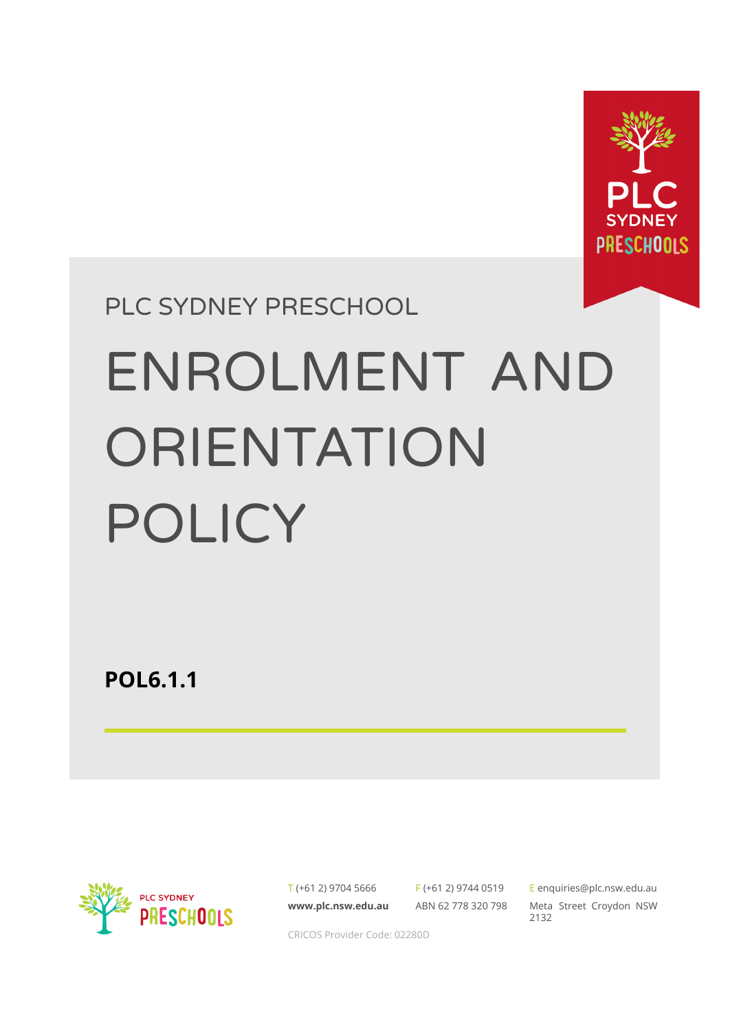PLC SYDNEY PRESCHOOL

# ENROLMENT AND ORIENTATION POLICY

**POL6.1.1**

T (+61 2) 9704 5666

**www.plc.nsw.edu.au**

F (+61 2) 9744 0519

ABN 62 778 320 798

E enquiries@plc.nsw.edu.au

Meta Street Croydon NSW 2132

CRICOS Provider Code: 02280D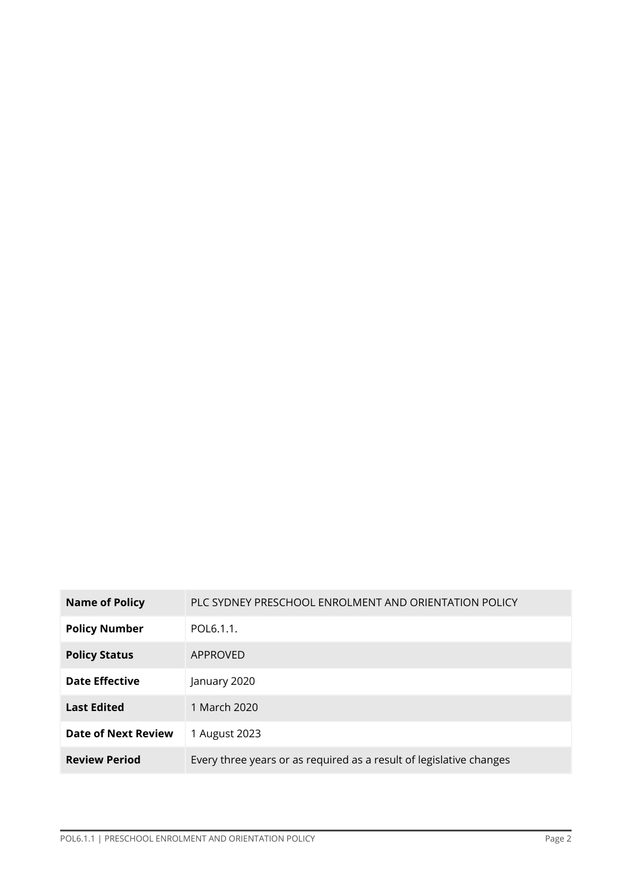| Name of Policy | PLC SYDNEY PRESCHOOL ENROLMENT AND ORIENTATION POLICY |
|---|---|
| Policy Number | POL6.1.1. |
| Policy Status | APPROVED |
| Date Effective | January 2020 |
| Last Edited | 1 March 2020 |
| Date of Next Review | 1 August 2023 |
| Review Period | Every three years or as required as a result of legislative changes |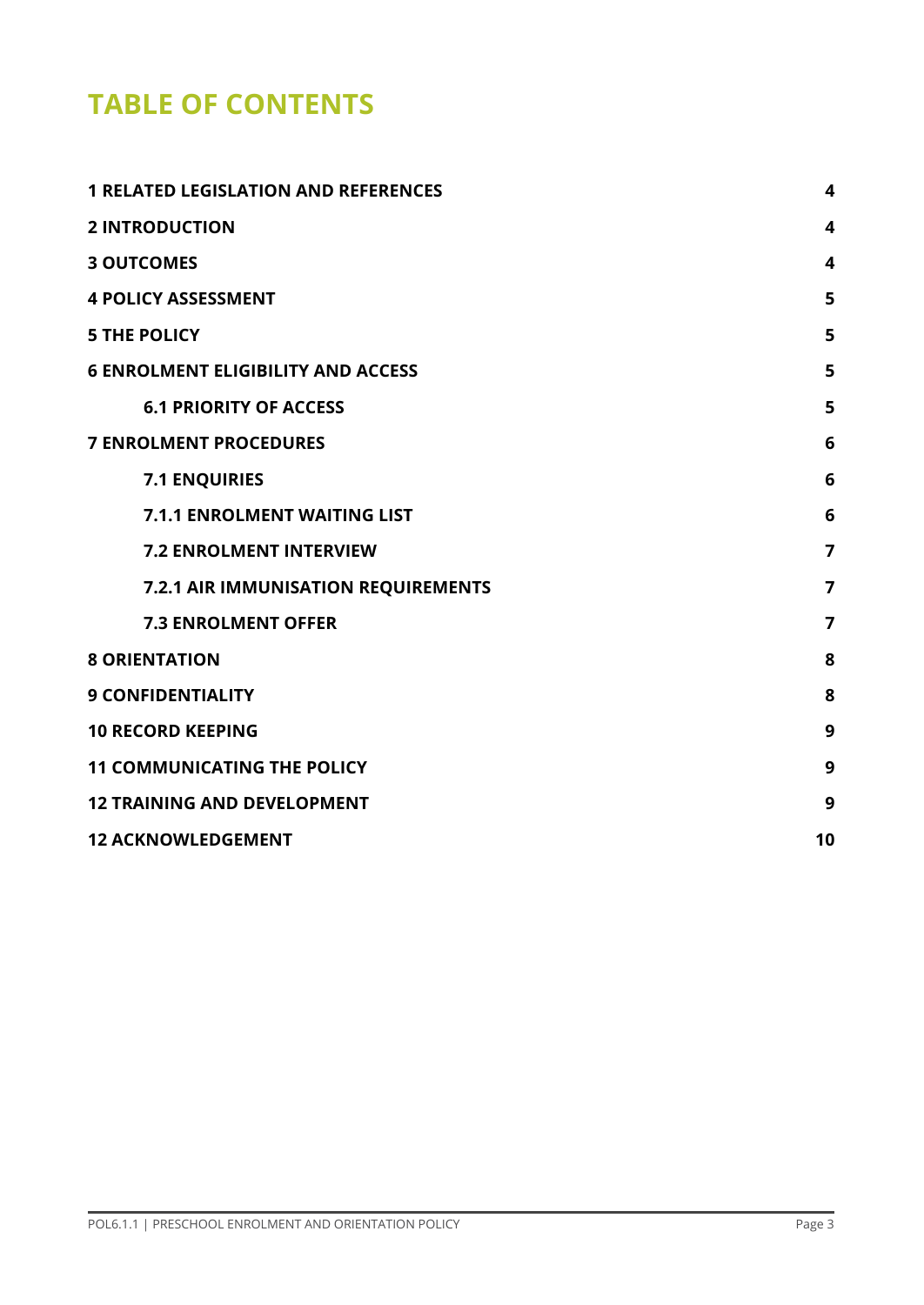# TABLE OF CONTENTS

| | |
|---|---|
| **1 RELATED LEGISLATION AND REFERENCES** | **4** |
| **2 INTRODUCTION** | **4** |
| **3 OUTCOMES** | **4** |
| **4 POLICY ASSESSMENT** | **5** |
| **5 THE POLICY** | **5** |
| **6 ENROLMENT ELIGIBILITY AND ACCESS** | **5** |
| &nbsp;&nbsp;&nbsp;&nbsp;**6.1 PRIORITY OF ACCESS** | **5** |
| **7 ENROLMENT PROCEDURES** | **6** |
| &nbsp;&nbsp;&nbsp;&nbsp;**7.1 ENQUIRIES** | **6** |
| &nbsp;&nbsp;&nbsp;&nbsp;**7.1.1 ENROLMENT WAITING LIST** | **6** |
| &nbsp;&nbsp;&nbsp;&nbsp;**7.2 ENROLMENT INTERVIEW** | **7** |
| &nbsp;&nbsp;&nbsp;&nbsp;**7.2.1 AIR IMMUNISATION REQUIREMENTS** | **7** |
| &nbsp;&nbsp;&nbsp;&nbsp;**7.3 ENROLMENT OFFER** | **7** |
| **8 ORIENTATION** | **8** |
| **9 CONFIDENTIALITY** | **8** |
| **10 RECORD KEEPING** | **9** |
| **11 COMMUNICATING THE POLICY** | **9** |
| **12 TRAINING AND DEVELOPMENT** | **9** |
| **12 ACKNOWLEDGEMENT** | **10** |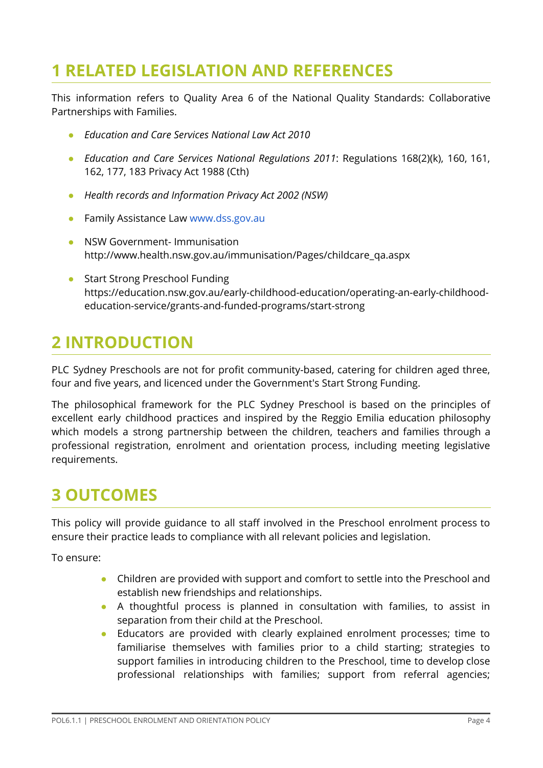# 1 RELATED LEGISLATION AND REFERENCES

This information refers to Quality Area 6 of the National Quality Standards: Collaborative Partnerships with Families.

- *Education and Care Services National Law Act 2010*
- *Education and Care Services National Regulations 2011*: Regulations 168(2)(k), 160, 161, 162, 177, 183 Privacy Act 1988 (Cth)
- *Health records and Information Privacy Act 2002 (NSW)*
- Family Assistance Law www.dss.gov.au
- NSW Government- Immunisation http://www.health.nsw.gov.au/immunisation/Pages/childcare_qa.aspx
- Start Strong Preschool Funding https://education.nsw.gov.au/early-childhood-education/operating-an-early-childhood-education-service/grants-and-funded-programs/start-strong

# 2 INTRODUCTION

PLC Sydney Preschools are not for profit community-based, catering for children aged three, four and five years, and licenced under the Government's Start Strong Funding.

The philosophical framework for the PLC Sydney Preschool is based on the principles of excellent early childhood practices and inspired by the Reggio Emilia education philosophy which models a strong partnership between the children, teachers and families through a professional registration, enrolment and orientation process, including meeting legislative requirements.

# 3 OUTCOMES

This policy will provide guidance to all staff involved in the Preschool enrolment process to ensure their practice leads to compliance with all relevant policies and legislation.

To ensure:

- Children are provided with support and comfort to settle into the Preschool and establish new friendships and relationships.
- A thoughtful process is planned in consultation with families, to assist in separation from their child at the Preschool.
- Educators are provided with clearly explained enrolment processes; time to familiarise themselves with families prior to a child starting; strategies to support families in introducing children to the Preschool, time to develop close professional relationships with families; support from referral agencies;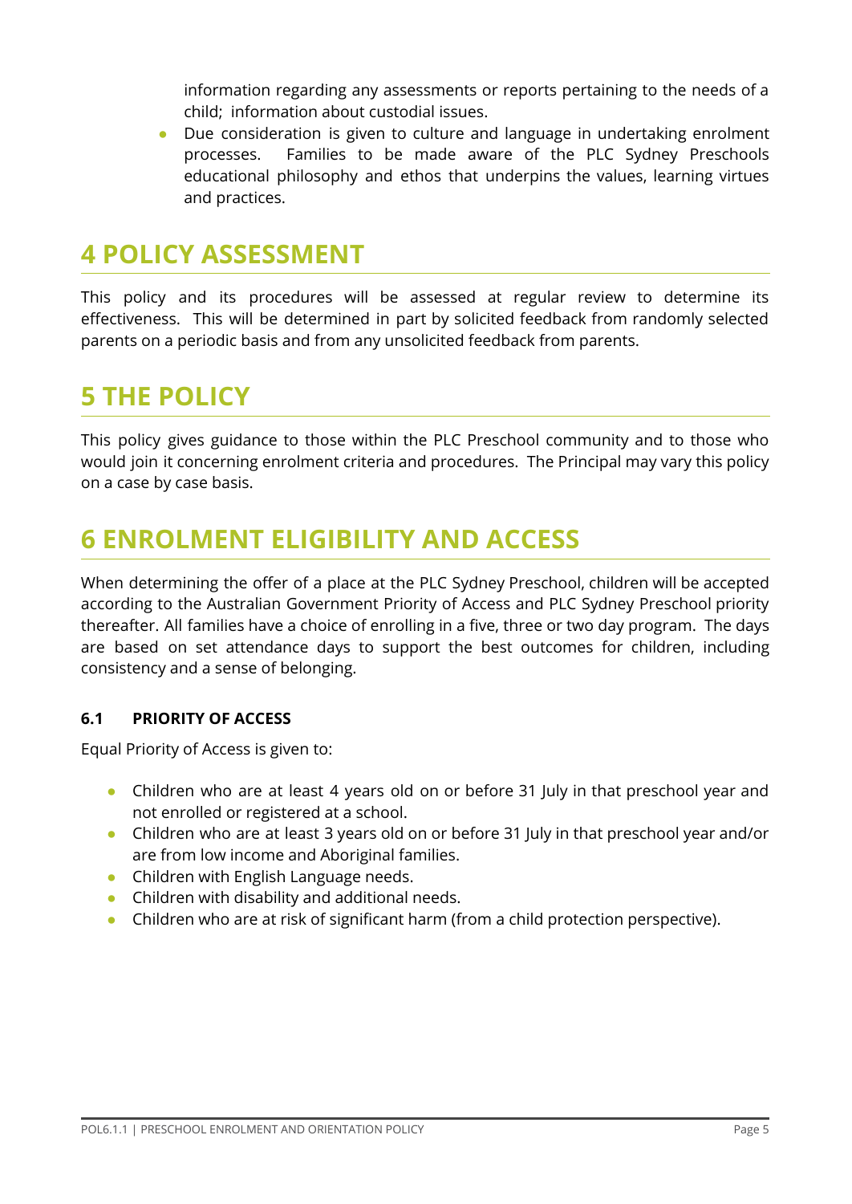information regarding any assessments or reports pertaining to the needs of a child; information about custodial issues.

- Due consideration is given to culture and language in undertaking enrolment processes. Families to be made aware of the PLC Sydney Preschools educational philosophy and ethos that underpins the values, learning virtues and practices.

# 4 POLICY ASSESSMENT

This policy and its procedures will be assessed at regular review to determine its effectiveness. This will be determined in part by solicited feedback from randomly selected parents on a periodic basis and from any unsolicited feedback from parents.

# 5 THE POLICY

This policy gives guidance to those within the PLC Preschool community and to those who would join it concerning enrolment criteria and procedures. The Principal may vary this policy on a case by case basis.

# 6 ENROLMENT ELIGIBILITY AND ACCESS

When determining the offer of a place at the PLC Sydney Preschool, children will be accepted according to the Australian Government Priority of Access and PLC Sydney Preschool priority thereafter. All families have a choice of enrolling in a five, three or two day program. The days are based on set attendance days to support the best outcomes for children, including consistency and a sense of belonging.

### 6.1 PRIORITY OF ACCESS

Equal Priority of Access is given to:

- Children who are at least 4 years old on or before 31 July in that preschool year and not enrolled or registered at a school.
- Children who are at least 3 years old on or before 31 July in that preschool year and/or are from low income and Aboriginal families.
- Children with English Language needs.
- Children with disability and additional needs.
- Children who are at risk of significant harm (from a child protection perspective).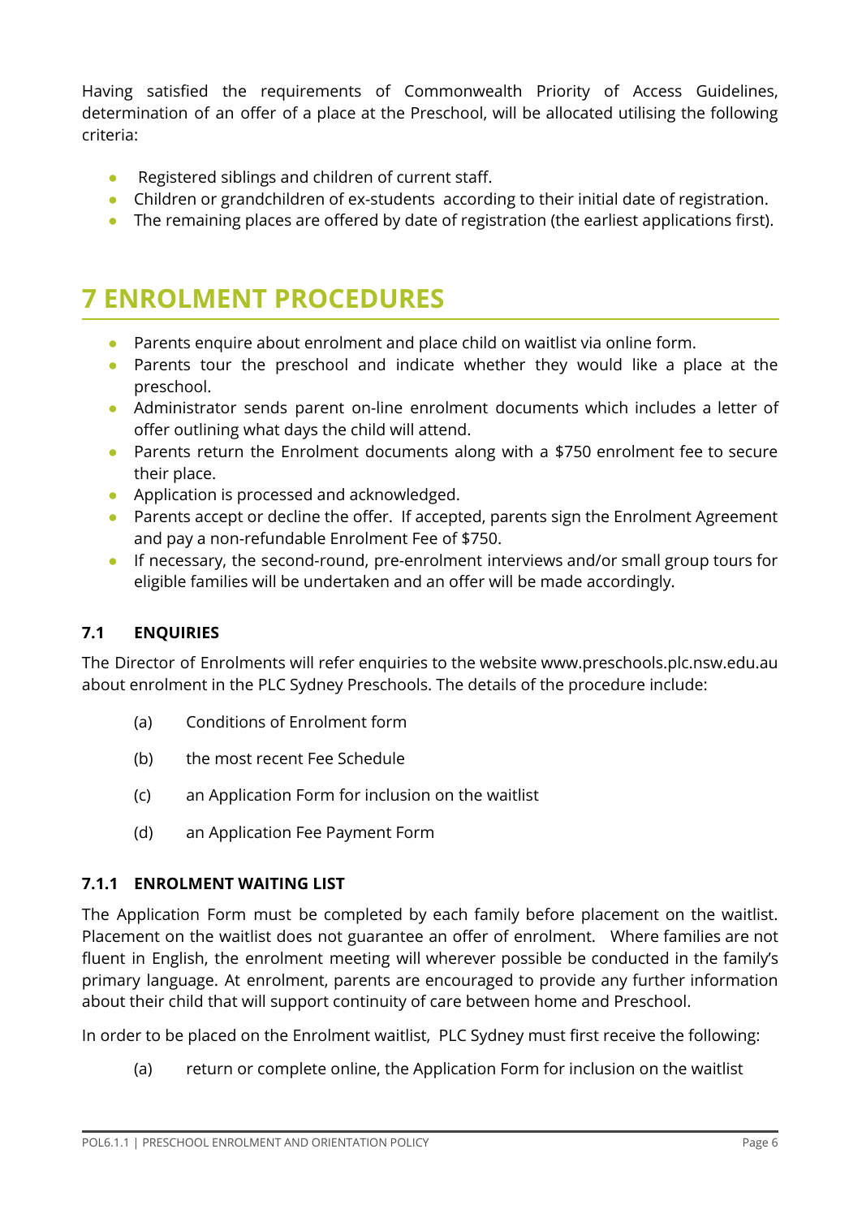Having satisfied the requirements of Commonwealth Priority of Access Guidelines, determination of an offer of a place at the Preschool, will be allocated utilising the following criteria:

- Registered siblings and children of current staff.
- Children or grandchildren of ex-students according to their initial date of registration.
- The remaining places are offered by date of registration (the earliest applications first).

# 7 ENROLMENT PROCEDURES

- Parents enquire about enrolment and place child on waitlist via online form.
- Parents tour the preschool and indicate whether they would like a place at the preschool.
- Administrator sends parent on-line enrolment documents which includes a letter of offer outlining what days the child will attend.
- Parents return the Enrolment documents along with a $750 enrolment fee to secure their place.
- Application is processed and acknowledged.
- Parents accept or decline the offer. If accepted, parents sign the Enrolment Agreement and pay a non-refundable Enrolment Fee of $750.
- If necessary, the second-round, pre-enrolment interviews and/or small group tours for eligible families will be undertaken and an offer will be made accordingly.

## 7.1 ENQUIRIES

The Director of Enrolments will refer enquiries to the website www.preschools.plc.nsw.edu.au about enrolment in the PLC Sydney Preschools. The details of the procedure include:

(a) Conditions of Enrolment form

(b) the most recent Fee Schedule

(c) an Application Form for inclusion on the waitlist

(d) an Application Fee Payment Form

### 7.1.1 ENROLMENT WAITING LIST

The Application Form must be completed by each family before placement on the waitlist. Placement on the waitlist does not guarantee an offer of enrolment. Where families are not fluent in English, the enrolment meeting will wherever possible be conducted in the family's primary language. At enrolment, parents are encouraged to provide any further information about their child that will support continuity of care between home and Preschool.

In order to be placed on the Enrolment waitlist, PLC Sydney must first receive the following:

(a) return or complete online, the Application Form for inclusion on the waitlist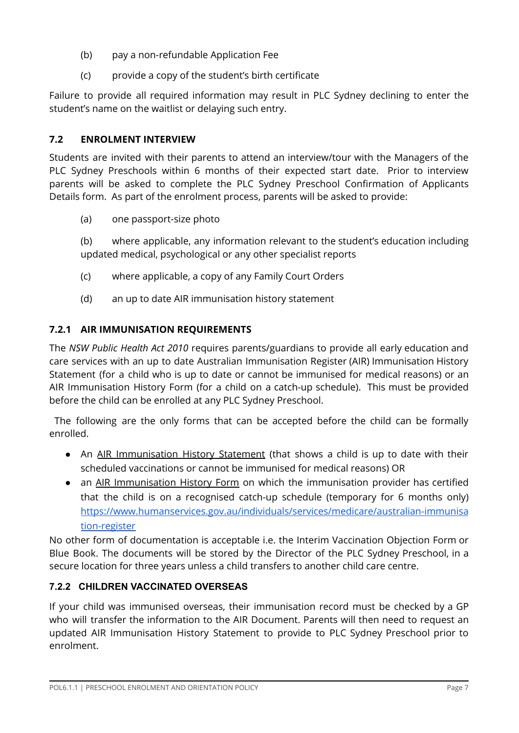(b) pay a non-refundable Application Fee

(c) provide a copy of the student's birth certificate

Failure to provide all required information may result in PLC Sydney declining to enter the student's name on the waitlist or delaying such entry.

### 7.2 ENROLMENT INTERVIEW

Students are invited with their parents to attend an interview/tour with the Managers of the PLC Sydney Preschools within 6 months of their expected start date. Prior to interview parents will be asked to complete the PLC Sydney Preschool Confirmation of Applicants Details form. As part of the enrolment process, parents will be asked to provide:

(a) one passport-size photo

(b) where applicable, any information relevant to the student's education including updated medical, psychological or any other specialist reports

(c) where applicable, a copy of any Family Court Orders

(d) an up to date AIR immunisation history statement

#### 7.2.1 AIR IMMUNISATION REQUIREMENTS

The *NSW Public Health Act 2010* requires parents/guardians to provide all early education and care services with an up to date Australian Immunisation Register (AIR) Immunisation History Statement (for a child who is up to date or cannot be immunised for medical reasons) or an AIR Immunisation History Form (for a child on a catch-up schedule). This must be provided before the child can be enrolled at any PLC Sydney Preschool.

The following are the only forms that can be accepted before the child can be formally enrolled.

- An AIR Immunisation History Statement (that shows a child is up to date with their scheduled vaccinations or cannot be immunised for medical reasons) OR
- an AIR Immunisation History Form on which the immunisation provider has certified that the child is on a recognised catch-up schedule (temporary for 6 months only) https://www.humanservices.gov.au/individuals/services/medicare/australian-immunisation-register

No other form of documentation is acceptable i.e. the Interim Vaccination Objection Form or Blue Book. The documents will be stored by the Director of the PLC Sydney Preschool, in a secure location for three years unless a child transfers to another child care centre.

#### 7.2.2 CHILDREN VACCINATED OVERSEAS

If your child was immunised overseas, their immunisation record must be checked by a GP who will transfer the information to the AIR Document. Parents will then need to request an updated AIR Immunisation History Statement to provide to PLC Sydney Preschool prior to enrolment.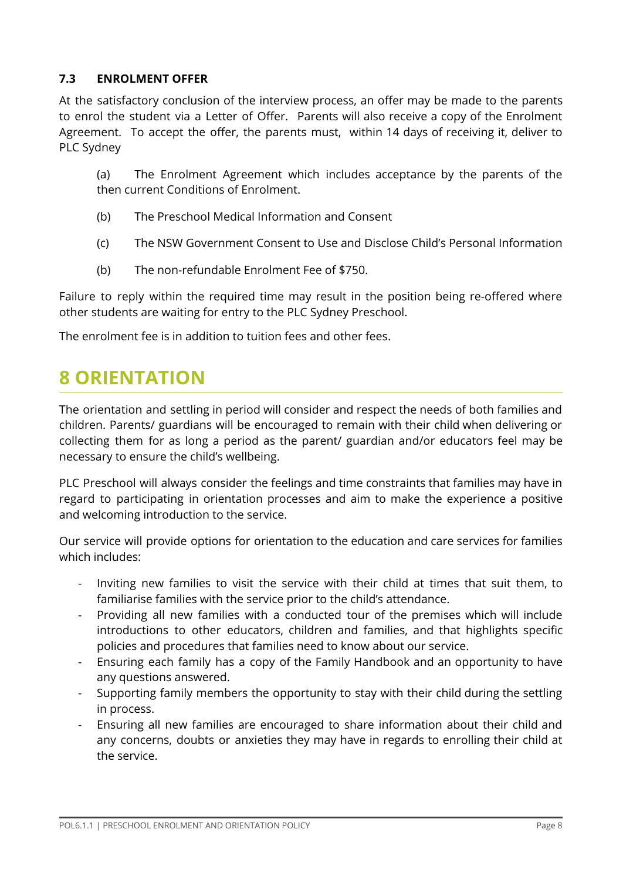### 7.3 ENROLMENT OFFER

At the satisfactory conclusion of the interview process, an offer may be made to the parents to enrol the student via a Letter of Offer. Parents will also receive a copy of the Enrolment Agreement. To accept the offer, the parents must, within 14 days of receiving it, deliver to PLC Sydney

(a) The Enrolment Agreement which includes acceptance by the parents of the then current Conditions of Enrolment.

(b) The Preschool Medical Information and Consent

(c) The NSW Government Consent to Use and Disclose Child's Personal Information

(b) The non-refundable Enrolment Fee of $750.

Failure to reply within the required time may result in the position being re-offered where other students are waiting for entry to the PLC Sydney Preschool.

The enrolment fee is in addition to tuition fees and other fees.

# 8 ORIENTATION

The orientation and settling in period will consider and respect the needs of both families and children. Parents/ guardians will be encouraged to remain with their child when delivering or collecting them for as long a period as the parent/ guardian and/or educators feel may be necessary to ensure the child's wellbeing.

PLC Preschool will always consider the feelings and time constraints that families may have in regard to participating in orientation processes and aim to make the experience a positive and welcoming introduction to the service.

Our service will provide options for orientation to the education and care services for families which includes:

- Inviting new families to visit the service with their child at times that suit them, to familiarise families with the service prior to the child's attendance.
- Providing all new families with a conducted tour of the premises which will include introductions to other educators, children and families, and that highlights specific policies and procedures that families need to know about our service.
- Ensuring each family has a copy of the Family Handbook and an opportunity to have any questions answered.
- Supporting family members the opportunity to stay with their child during the settling in process.
- Ensuring all new families are encouraged to share information about their child and any concerns, doubts or anxieties they may have in regards to enrolling their child at the service.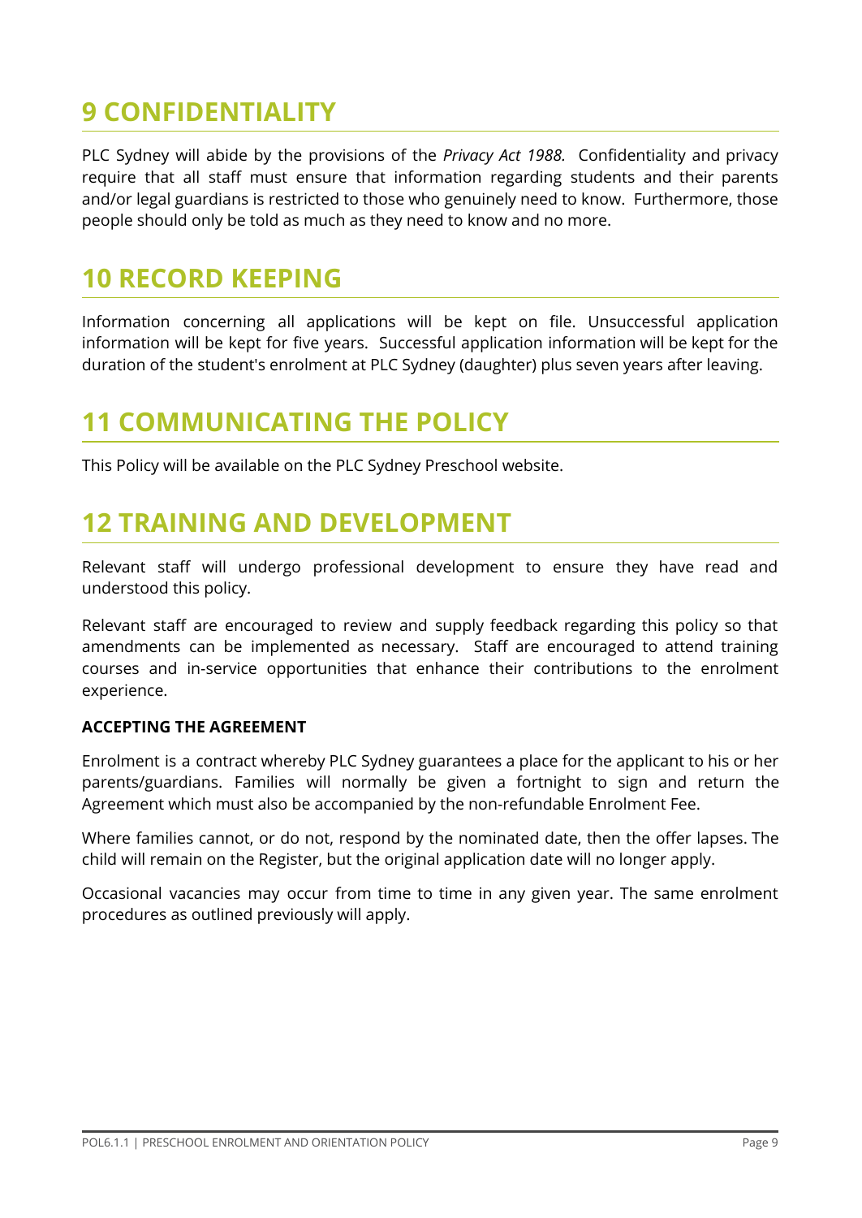## 9 CONFIDENTIALITY

PLC Sydney will abide by the provisions of the *Privacy Act 1988.* Confidentiality and privacy require that all staff must ensure that information regarding students and their parents and/or legal guardians is restricted to those who genuinely need to know. Furthermore, those people should only be told as much as they need to know and no more.

## 10 RECORD KEEPING

Information concerning all applications will be kept on file. Unsuccessful application information will be kept for five years. Successful application information will be kept for the duration of the student's enrolment at PLC Sydney (daughter) plus seven years after leaving.

## 11 COMMUNICATING THE POLICY

This Policy will be available on the PLC Sydney Preschool website.

## 12 TRAINING AND DEVELOPMENT

Relevant staff will undergo professional development to ensure they have read and understood this policy.

Relevant staff are encouraged to review and supply feedback regarding this policy so that amendments can be implemented as necessary. Staff are encouraged to attend training courses and in-service opportunities that enhance their contributions to the enrolment experience.

**ACCEPTING THE AGREEMENT**

Enrolment is a contract whereby PLC Sydney guarantees a place for the applicant to his or her parents/guardians. Families will normally be given a fortnight to sign and return the Agreement which must also be accompanied by the non-refundable Enrolment Fee.

Where families cannot, or do not, respond by the nominated date, then the offer lapses. The child will remain on the Register, but the original application date will no longer apply.

Occasional vacancies may occur from time to time in any given year. The same enrolment procedures as outlined previously will apply.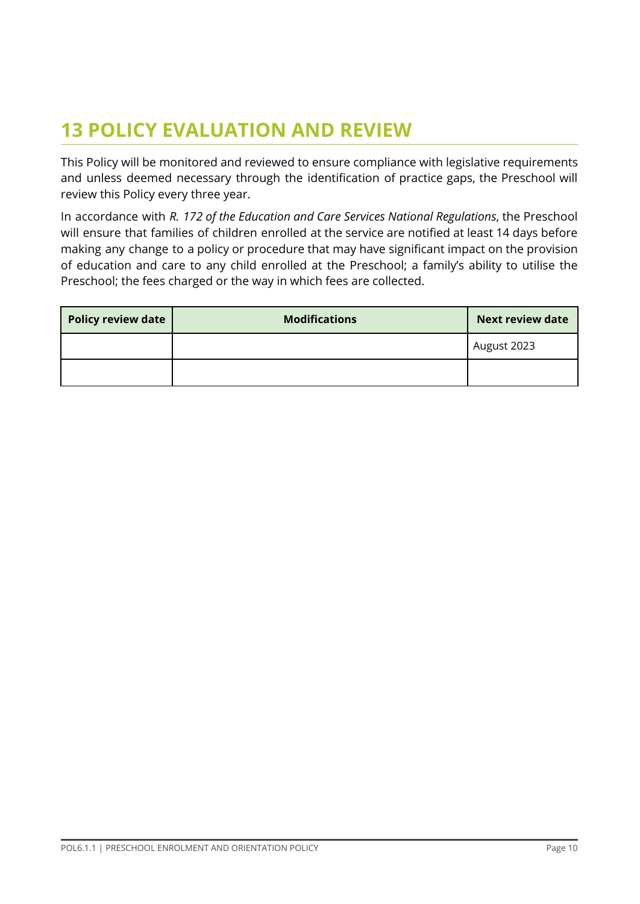# 13 POLICY EVALUATION AND REVIEW

This Policy will be monitored and reviewed to ensure compliance with legislative requirements and unless deemed necessary through the identification of practice gaps, the Preschool will review this Policy every three year.

In accordance with *R. 172 of the Education and Care Services National Regulations*, the Preschool will ensure that families of children enrolled at the service are notified at least 14 days before making any change to a policy or procedure that may have significant impact on the provision of education and care to any child enrolled at the Preschool; a family's ability to utilise the Preschool; the fees charged or the way in which fees are collected.

| Policy review date | Modifications | Next review date |
|---|---|---|
| | | August 2023 |
| | | |